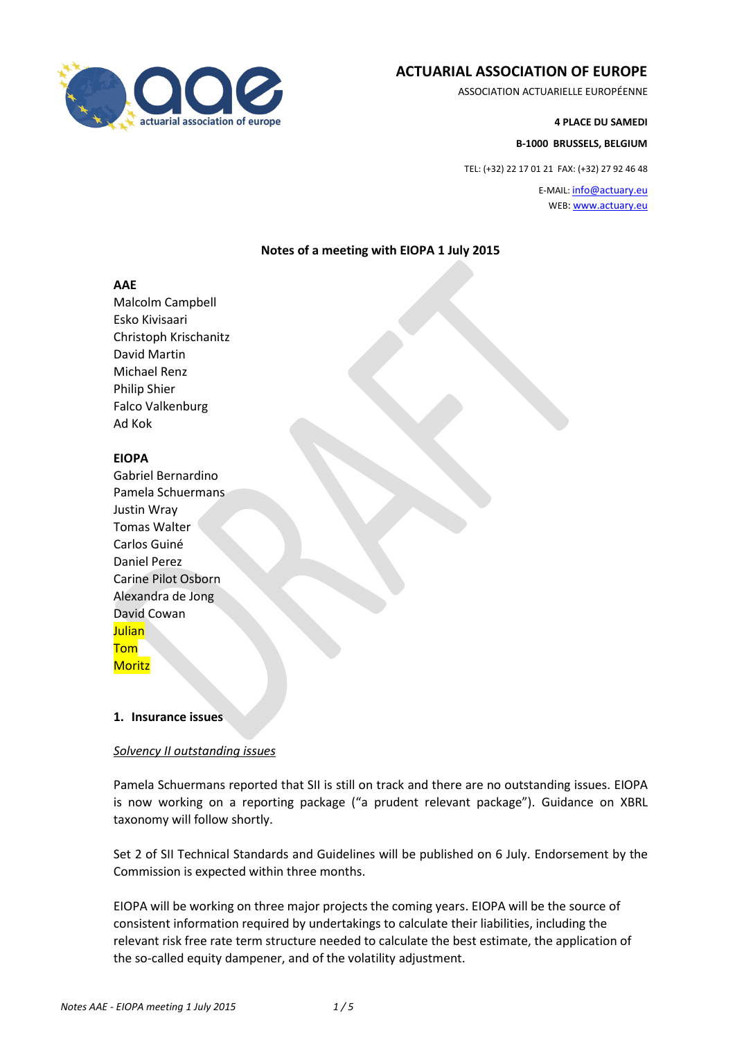# ACTUARIAL ASSOCIATION OF EUROPE

ASSOCIATION ACTUARIELLE EUROPÉENNE

**4 PLACE DU SAMEDI**

**B-1000 BRUSSELS, BELGIUM**

TEL: (+32) 22 17 01 21 FAX: (+32) 27 92 46 48

E-MAIL: info@actuary.eu
WEB: www.actuary.eu

## Notes of a meeting with EIOPA 1 July 2015

**AAE**

Malcolm Campbell
Esko Kivisaari
Christoph Krischanitz
David Martin
Michael Renz
Philip Shier
Falco Valkenburg
Ad Kok

**EIOPA**

Gabriel Bernardino
Pamela Schuermans
Justin Wray
Tomas Walter
Carlos Guiné
Daniel Perez
Carine Pilot Osborn
Alexandra de Jong
David Cowan
Julian
Tom
Moritz

### 1. Insurance issues

*Solvency II outstanding issues*

Pamela Schuermans reported that SII is still on track and there are no outstanding issues. EIOPA is now working on a reporting package ("a prudent relevant package"). Guidance on XBRL taxonomy will follow shortly.

Set 2 of SII Technical Standards and Guidelines will be published on 6 July. Endorsement by the Commission is expected within three months.

EIOPA will be working on three major projects the coming years. EIOPA will be the source of consistent information required by undertakings to calculate their liabilities, including the relevant risk free rate term structure needed to calculate the best estimate, the application of the so-called equity dampener, and of the volatility adjustment.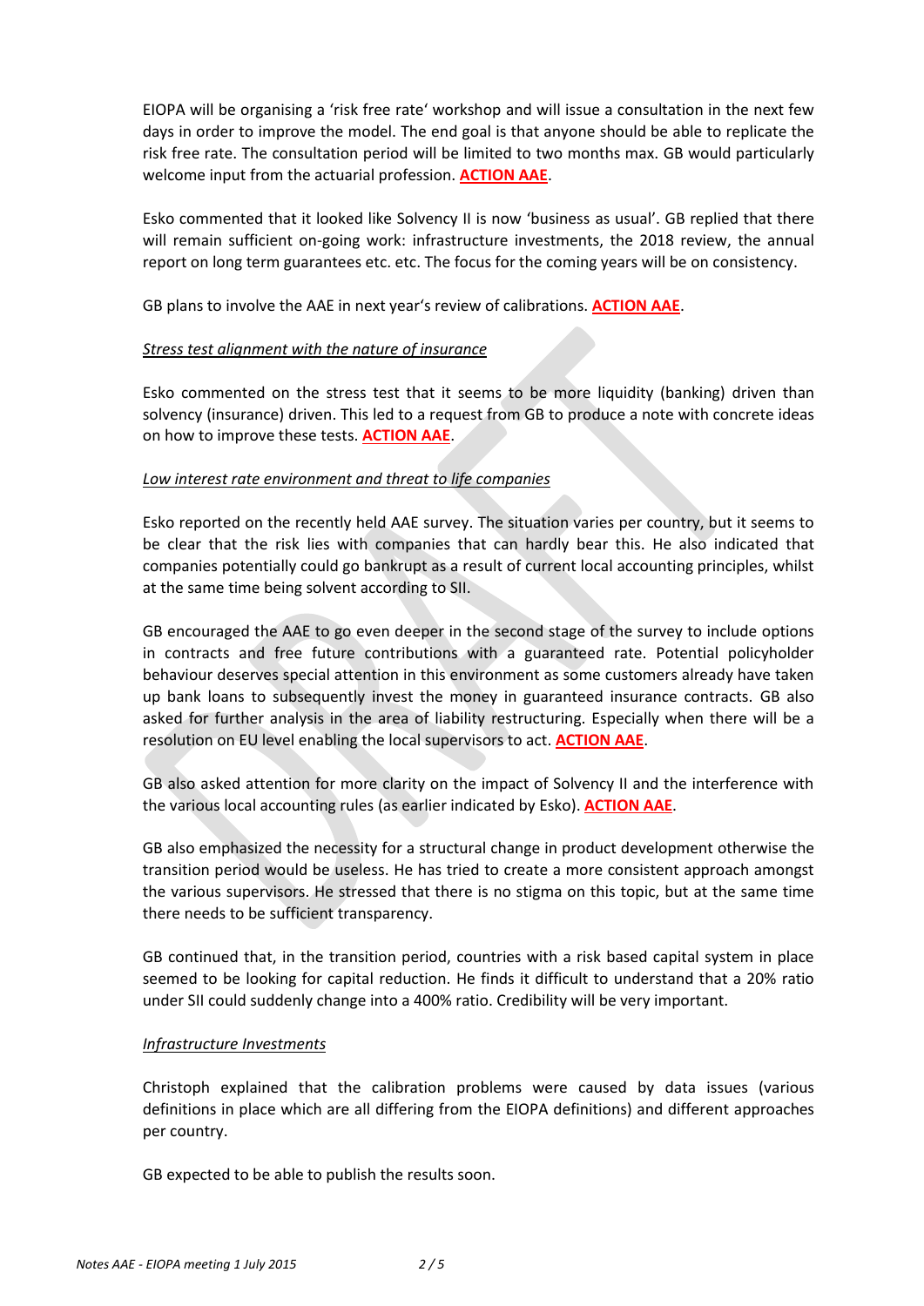EIOPA will be organising a 'risk free rate' workshop and will issue a consultation in the next few days in order to improve the model. The end goal is that anyone should be able to replicate the risk free rate. The consultation period will be limited to two months max. GB would particularly welcome input from the actuarial profession. **ACTION AAE**.

Esko commented that it looked like Solvency II is now 'business as usual'. GB replied that there will remain sufficient on-going work: infrastructure investments, the 2018 review, the annual report on long term guarantees etc. etc. The focus for the coming years will be on consistency.

GB plans to involve the AAE in next year's review of calibrations. **ACTION AAE**.

*Stress test alignment with the nature of insurance*

Esko commented on the stress test that it seems to be more liquidity (banking) driven than solvency (insurance) driven. This led to a request from GB to produce a note with concrete ideas on how to improve these tests. **ACTION AAE**.

*Low interest rate environment and threat to life companies*

Esko reported on the recently held AAE survey. The situation varies per country, but it seems to be clear that the risk lies with companies that can hardly bear this. He also indicated that companies potentially could go bankrupt as a result of current local accounting principles, whilst at the same time being solvent according to SII.

GB encouraged the AAE to go even deeper in the second stage of the survey to include options in contracts and free future contributions with a guaranteed rate. Potential policyholder behaviour deserves special attention in this environment as some customers already have taken up bank loans to subsequently invest the money in guaranteed insurance contracts. GB also asked for further analysis in the area of liability restructuring. Especially when there will be a resolution on EU level enabling the local supervisors to act. **ACTION AAE**.

GB also asked attention for more clarity on the impact of Solvency II and the interference with the various local accounting rules (as earlier indicated by Esko). **ACTION AAE**.

GB also emphasized the necessity for a structural change in product development otherwise the transition period would be useless. He has tried to create a more consistent approach amongst the various supervisors. He stressed that there is no stigma on this topic, but at the same time there needs to be sufficient transparency.

GB continued that, in the transition period, countries with a risk based capital system in place seemed to be looking for capital reduction. He finds it difficult to understand that a 20% ratio under SII could suddenly change into a 400% ratio. Credibility will be very important.

*Infrastructure Investments*

Christoph explained that the calibration problems were caused by data issues (various definitions in place which are all differing from the EIOPA definitions) and different approaches per country.

GB expected to be able to publish the results soon.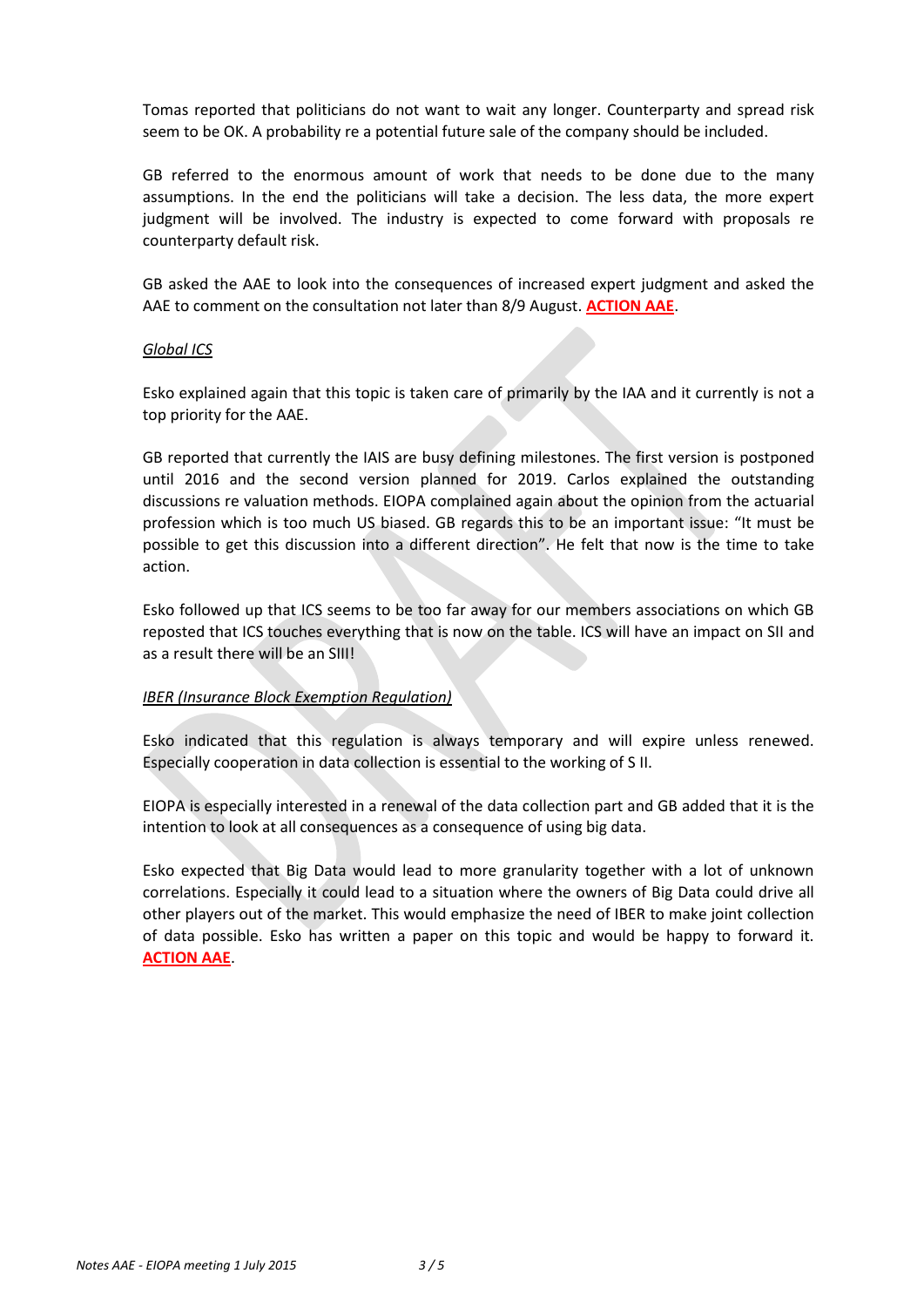Tomas reported that politicians do not want to wait any longer. Counterparty and spread risk seem to be OK. A probability re a potential future sale of the company should be included.

GB referred to the enormous amount of work that needs to be done due to the many assumptions. In the end the politicians will take a decision. The less data, the more expert judgment will be involved. The industry is expected to come forward with proposals re counterparty default risk.

GB asked the AAE to look into the consequences of increased expert judgment and asked the AAE to comment on the consultation not later than 8/9 August. **ACTION AAE**.

*Global ICS*

Esko explained again that this topic is taken care of primarily by the IAA and it currently is not a top priority for the AAE.

GB reported that currently the IAIS are busy defining milestones. The first version is postponed until 2016 and the second version planned for 2019. Carlos explained the outstanding discussions re valuation methods. EIOPA complained again about the opinion from the actuarial profession which is too much US biased. GB regards this to be an important issue: "It must be possible to get this discussion into a different direction". He felt that now is the time to take action.

Esko followed up that ICS seems to be too far away for our members associations on which GB reposted that ICS touches everything that is now on the table. ICS will have an impact on SII and as a result there will be an SIII!

*IBER (Insurance Block Exemption Regulation)*

Esko indicated that this regulation is always temporary and will expire unless renewed. Especially cooperation in data collection is essential to the working of S II.

EIOPA is especially interested in a renewal of the data collection part and GB added that it is the intention to look at all consequences as a consequence of using big data.

Esko expected that Big Data would lead to more granularity together with a lot of unknown correlations. Especially it could lead to a situation where the owners of Big Data could drive all other players out of the market. This would emphasize the need of IBER to make joint collection of data possible. Esko has written a paper on this topic and would be happy to forward it. **ACTION AAE**.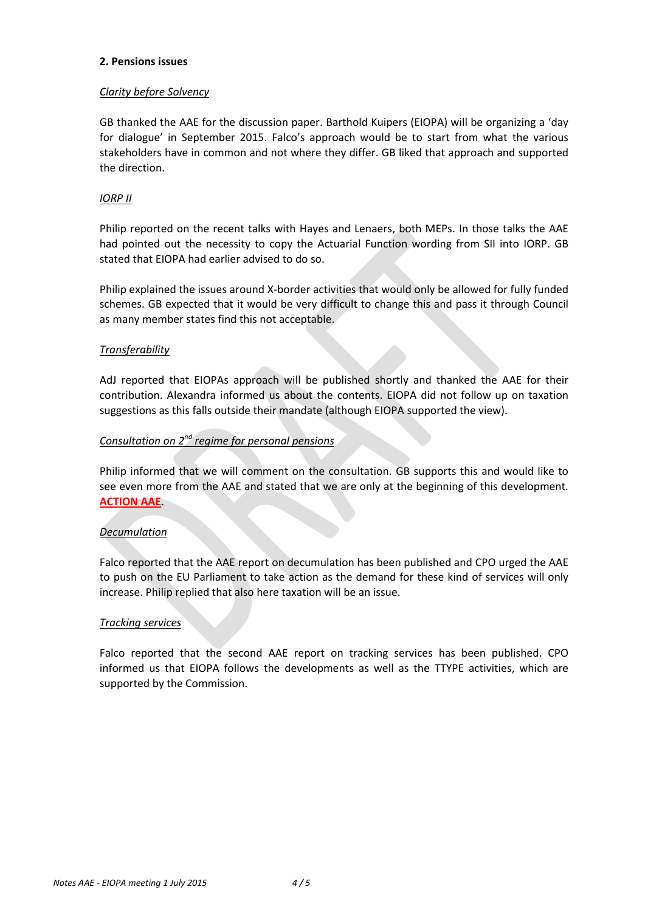**2. Pensions issues**

*Clarity before Solvency*

GB thanked the AAE for the discussion paper. Barthold Kuipers (EIOPA) will be organizing a 'day for dialogue' in September 2015. Falco's approach would be to start from what the various stakeholders have in common and not where they differ. GB liked that approach and supported the direction.

*IORP II*

Philip reported on the recent talks with Hayes and Lenaers, both MEPs. In those talks the AAE had pointed out the necessity to copy the Actuarial Function wording from SII into IORP. GB stated that EIOPA had earlier advised to do so.

Philip explained the issues around X-border activities that would only be allowed for fully funded schemes. GB expected that it would be very difficult to change this and pass it through Council as many member states find this not acceptable.

*Transferability*

AdJ reported that EIOPAs approach will be published shortly and thanked the AAE for their contribution. Alexandra informed us about the contents. EIOPA did not follow up on taxation suggestions as this falls outside their mandate (although EIOPA supported the view).

*Consultation on 2nd regime for personal pensions*

Philip informed that we will comment on the consultation. GB supports this and would like to see even more from the AAE and stated that we are only at the beginning of this development. **ACTION AAE**.

*Decumulation*

Falco reported that the AAE report on decumulation has been published and CPO urged the AAE to push on the EU Parliament to take action as the demand for these kind of services will only increase. Philip replied that also here taxation will be an issue.

*Tracking services*

Falco reported that the second AAE report on tracking services has been published. CPO informed us that EIOPA follows the developments as well as the TTYPE activities, which are supported by the Commission.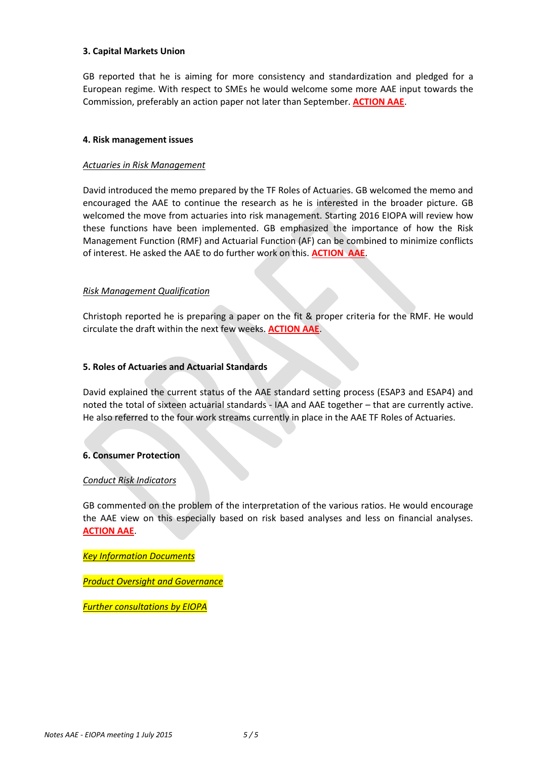**3. Capital Markets Union**

GB reported that he is aiming for more consistency and standardization and pledged for a European regime. With respect to SMEs he would welcome some more AAE input towards the Commission, preferably an action paper not later than September. **ACTION AAE**.

**4. Risk management issues**

*Actuaries in Risk Management*

David introduced the memo prepared by the TF Roles of Actuaries. GB welcomed the memo and encouraged the AAE to continue the research as he is interested in the broader picture. GB welcomed the move from actuaries into risk management. Starting 2016 EIOPA will review how these functions have been implemented. GB emphasized the importance of how the Risk Management Function (RMF) and Actuarial Function (AF) can be combined to minimize conflicts of interest. He asked the AAE to do further work on this. **ACTION AAE**.

*Risk Management Qualification*

Christoph reported he is preparing a paper on the fit & proper criteria for the RMF. He would circulate the draft within the next few weeks. **ACTION AAE**.

**5. Roles of Actuaries and Actuarial Standards**

David explained the current status of the AAE standard setting process (ESAP3 and ESAP4) and noted the total of sixteen actuarial standards - IAA and AAE together – that are currently active. He also referred to the four work streams currently in place in the AAE TF Roles of Actuaries.

**6. Consumer Protection**

*Conduct Risk Indicators*

GB commented on the problem of the interpretation of the various ratios. He would encourage the AAE view on this especially based on risk based analyses and less on financial analyses. **ACTION AAE**.

*Key Information Documents*

*Product Oversight and Governance*

*Further consultations by EIOPA*